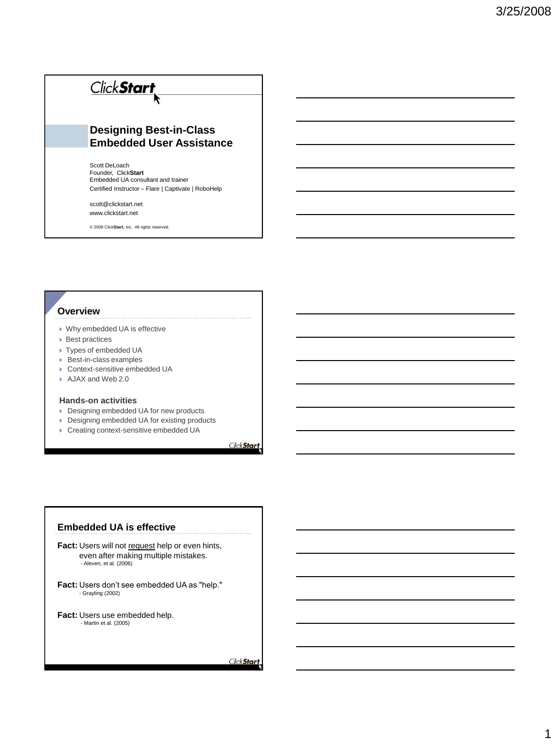# Designing Best-in-Class Embedded User Assistance

Scott DeLoach
Founder, Click**Start**
Embedded UA consultant and trainer
Certified Instructor – Flare | Captivate | RoboHelp

scott@clickstart.net
www.clickstart.net

© 2008 Click**Start**, Inc. All rights reserved.

## Overview

- Why embedded UA is effective
- Best practices
- Types of embedded UA
- Best-in-class examples
- Context-sensitive embedded UA
- AJAX and Web 2.0

### Hands-on activities

- Designing embedded UA for new products
- Designing embedded UA for existing products
- Creating context-sensitive embedded UA

## Embedded UA is effective

**Fact:** Users will not <u>request</u> help or even hints, even after making multiple mistakes.
- Aleven, et al. (2006)

**Fact:** Users don't see embedded UA as "help."
- Grayling (2002)

**Fact:** Users use embedded help.
- Martin et al. (2005)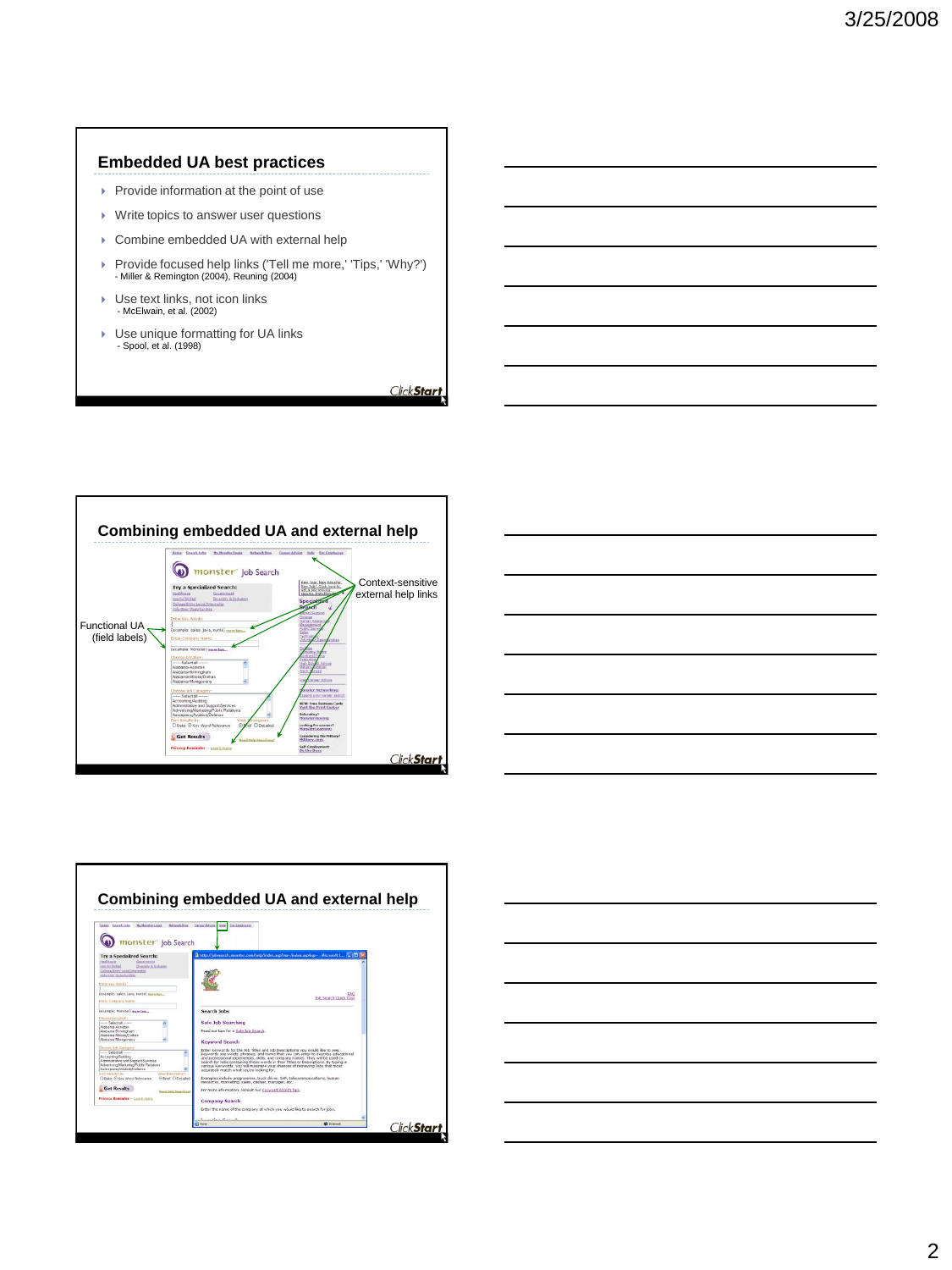## Embedded UA best practices

- Provide information at the point of use
- Write topics to answer user questions
- Combine embedded UA with external help
- Provide focused help links ('Tell me more,' 'Tips,' 'Why?')
  - Miller & Remington (2004), Reuning (2004)
- Use text links, not icon links
  - McElwain, et al. (2002)
- Use unique formatting for UA links
  - Spool, et al. (1998)

## Combining embedded UA and external help

Functional UA (field labels)

Context-sensitive external help links

## Combining embedded UA and external help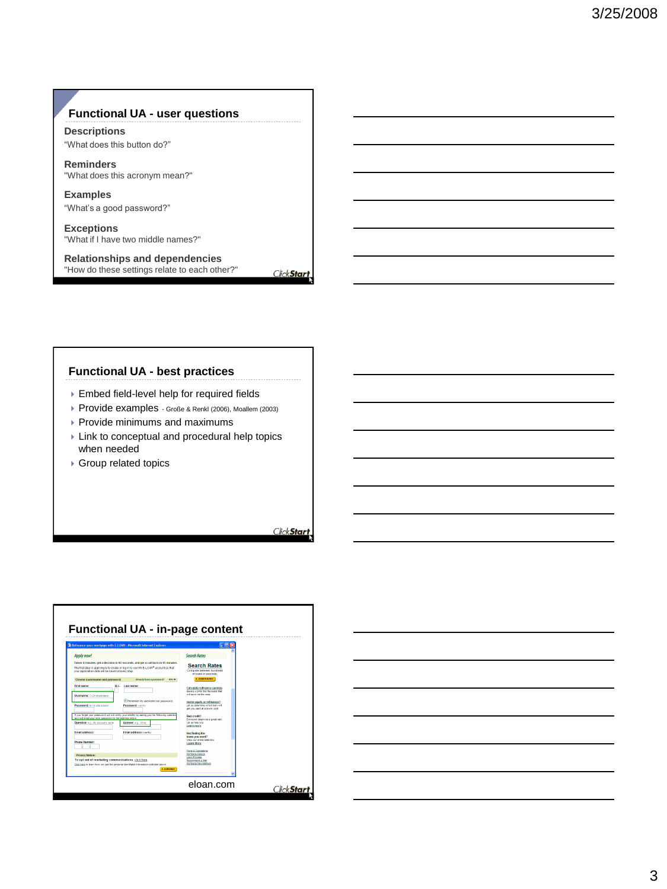## Functional UA - user questions

**Descriptions**
"What does this button do?"

**Reminders**
"What does this acronym mean?"

**Examples**
"What's a good password?"

**Exceptions**
"What if I have two middle names?"

**Relationships and dependencies**
"How do these settings relate to each other?"

## Functional UA - best practices

- Embed field-level help for required fields
- Provide examples - Große & Renkl (2006), Moallem (2003)
- Provide minimums and maximums
- Link to conceptual and procedural help topics when needed
- Group related topics

## Functional UA - in-page content

eloan.com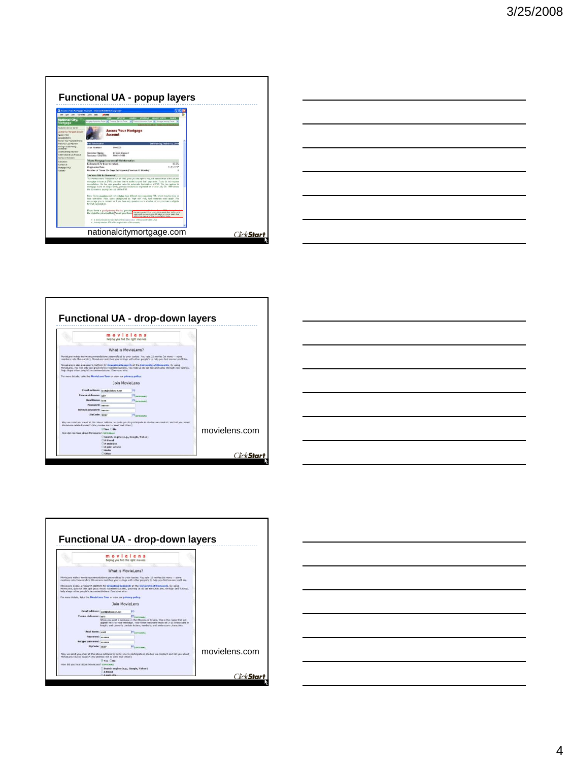## Functional UA - popup layers

nationalcitymortgage.com

## Functional UA - drop-down layers

movielens.com

## Functional UA - drop-down layers

movielens.com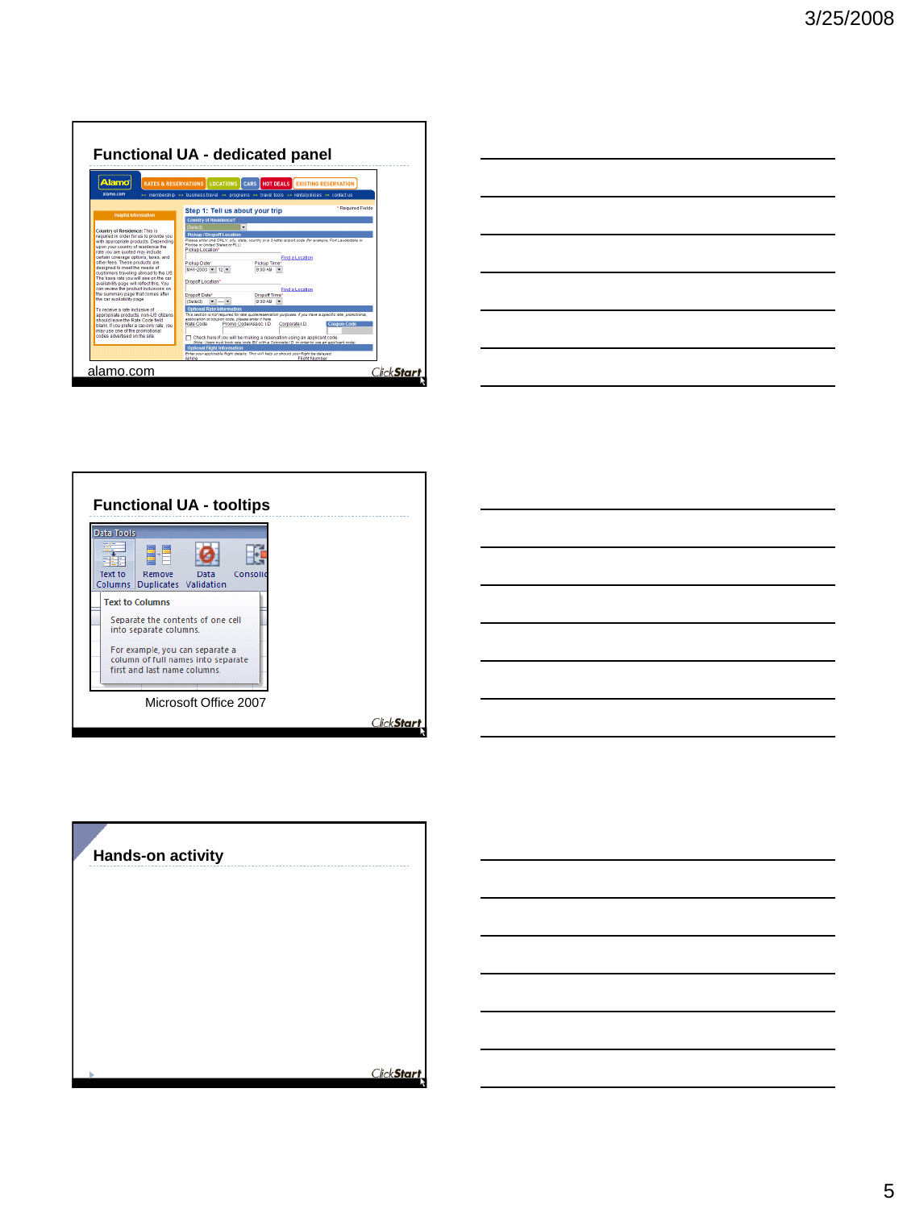## Functional UA - dedicated panel

alamo.com

## Functional UA - tooltips

Microsoft Office 2007

## Hands-on activity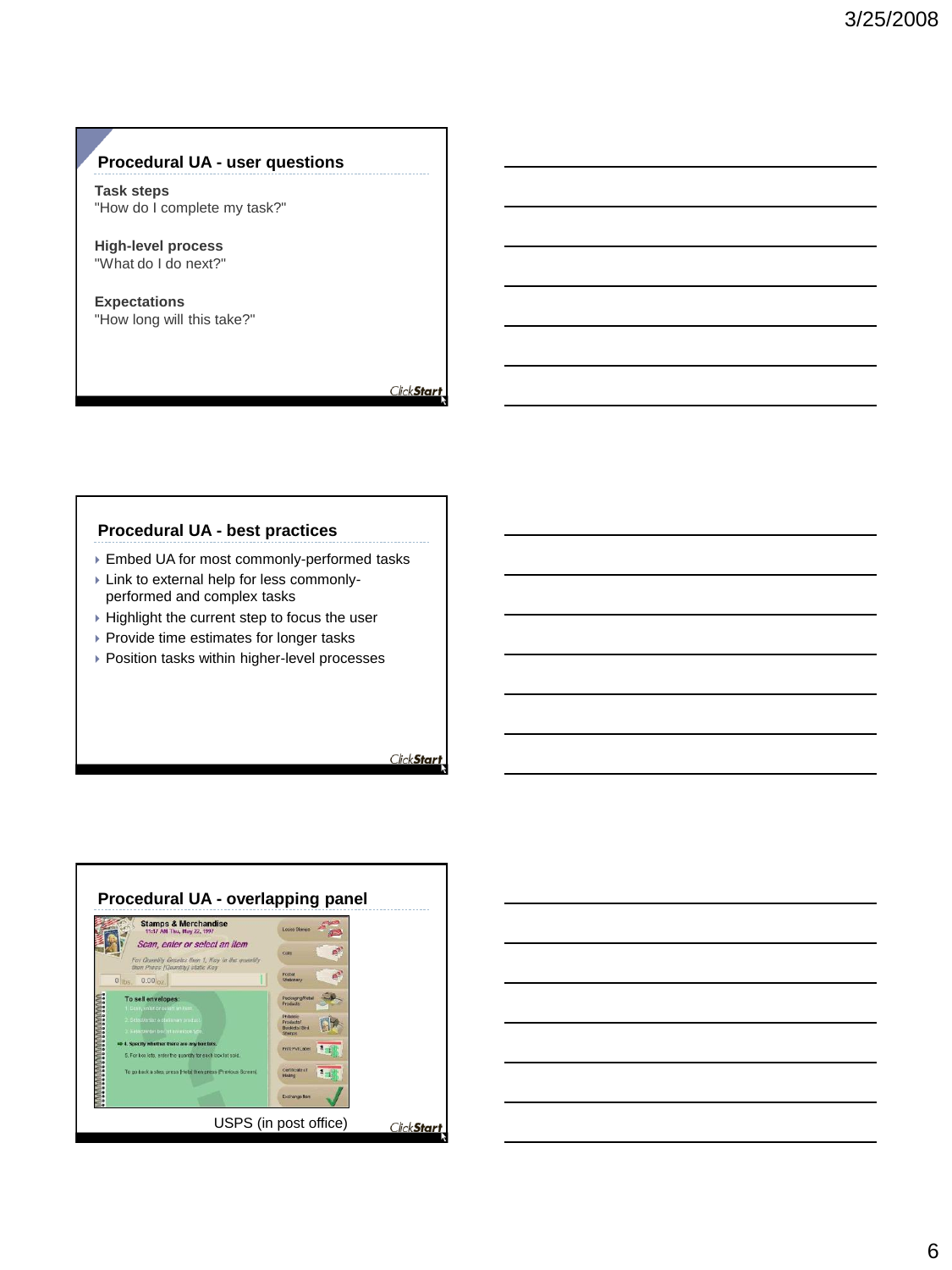## Procedural UA - user questions

**Task steps**
"How do I complete my task?"

**High-level process**
"What do I do next?"

**Expectations**
"How long will this take?"

## Procedural UA - best practices

- Embed UA for most commonly-performed tasks
- Link to external help for less commonly-performed and complex tasks
- Highlight the current step to focus the user
- Provide time estimates for longer tasks
- Position tasks within higher-level processes

## Procedural UA - overlapping panel

USPS (in post office)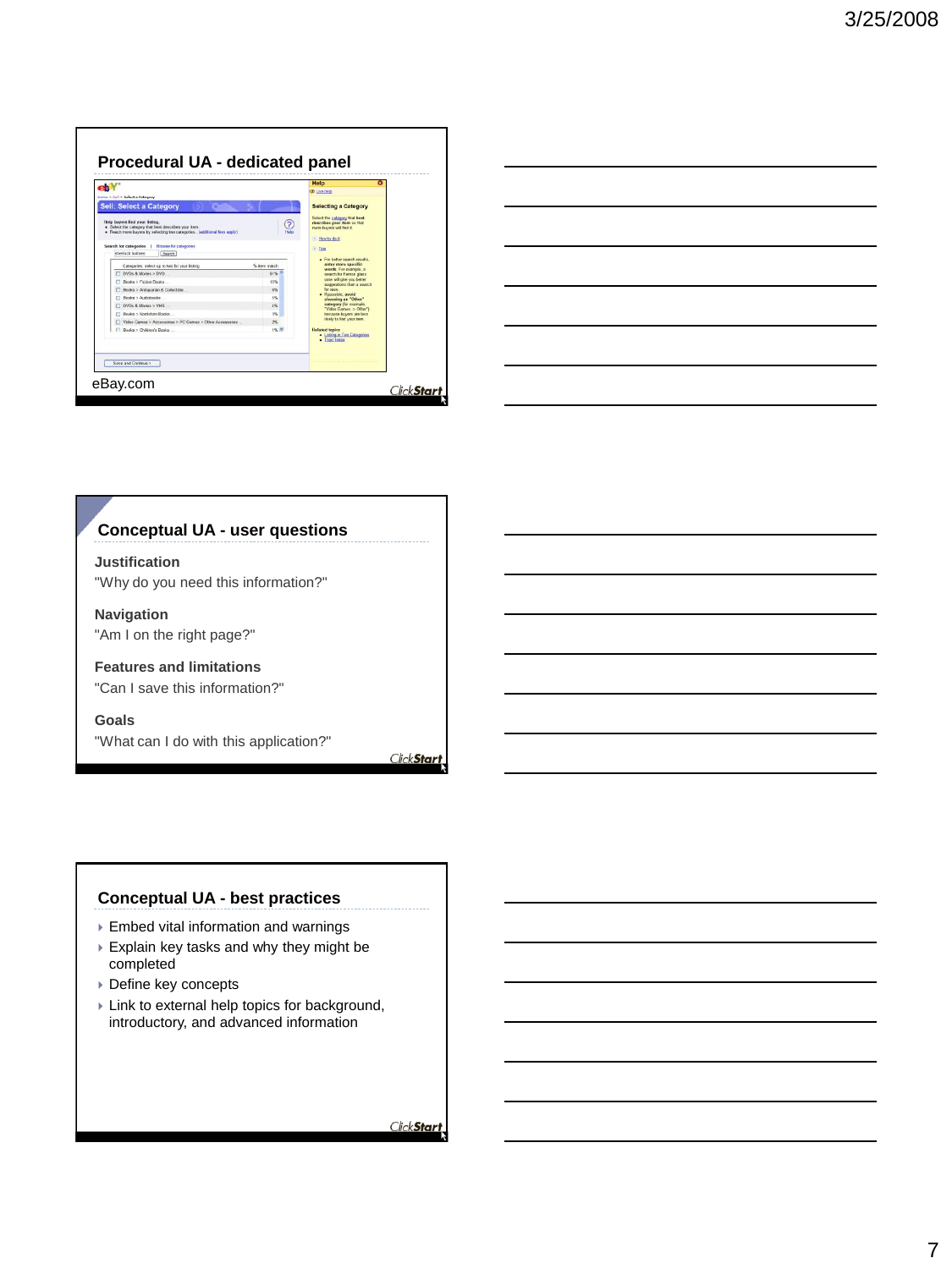## Procedural UA - dedicated panel

eBay.com

## Conceptual UA - user questions

**Justification**

"Why do you need this information?"

**Navigation**

"Am I on the right page?"

**Features and limitations**

"Can I save this information?"

**Goals**

"What can I do with this application?"

## Conceptual UA - best practices

- Embed vital information and warnings
- Explain key tasks and why they might be completed
- Define key concepts
- Link to external help topics for background, introductory, and advanced information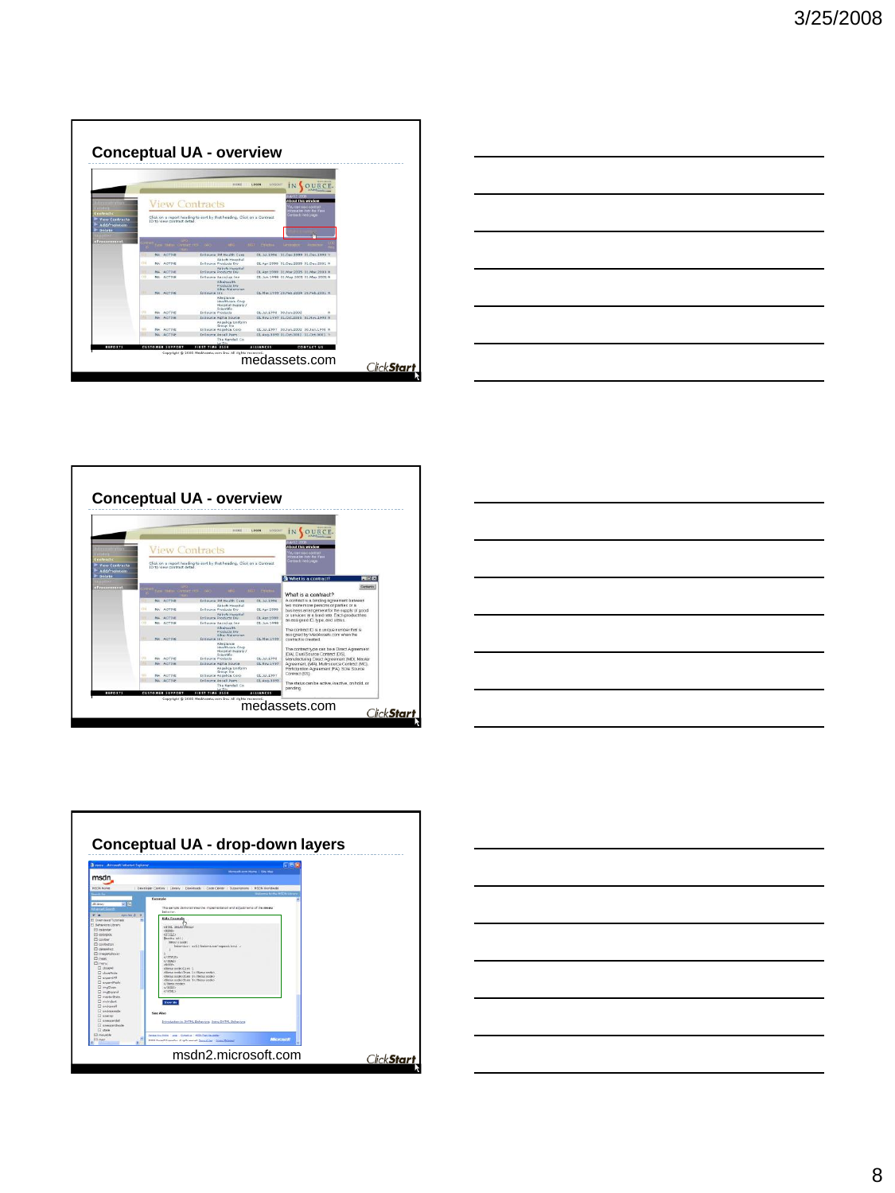## Conceptual UA - overview

medassets.com

## Conceptual UA - overview

medassets.com

## Conceptual UA - drop-down layers

msdn2.microsoft.com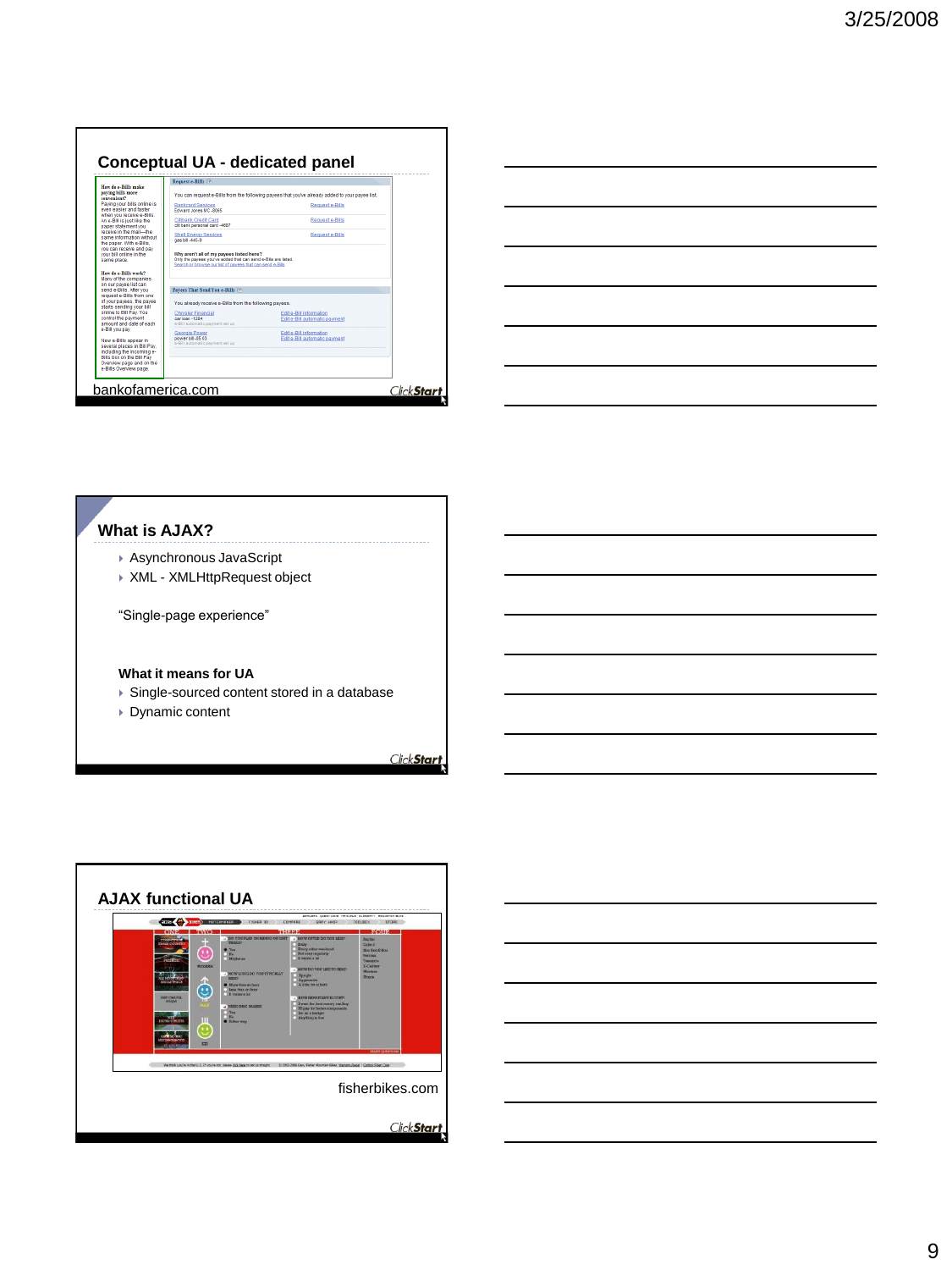## Conceptual UA - dedicated panel

bankofamerica.com

## What is AJAX?

- Asynchronous JavaScript
- XML - XMLHttpRequest object

"Single-page experience"

**What it means for UA**

- Single-sourced content stored in a database
- Dynamic content

## AJAX functional UA

fisherbikes.com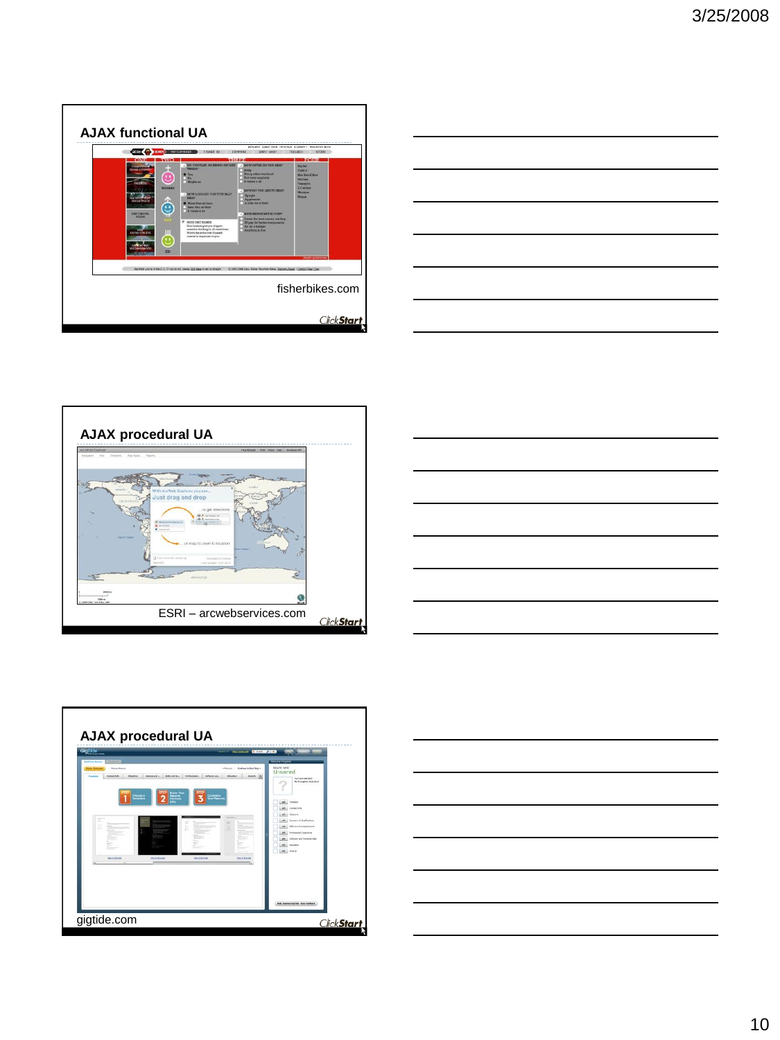## AJAX functional UA

fisherbikes.com

## AJAX procedural UA

ESRI – arcwebservices.com

## AJAX procedural UA

gigtide.com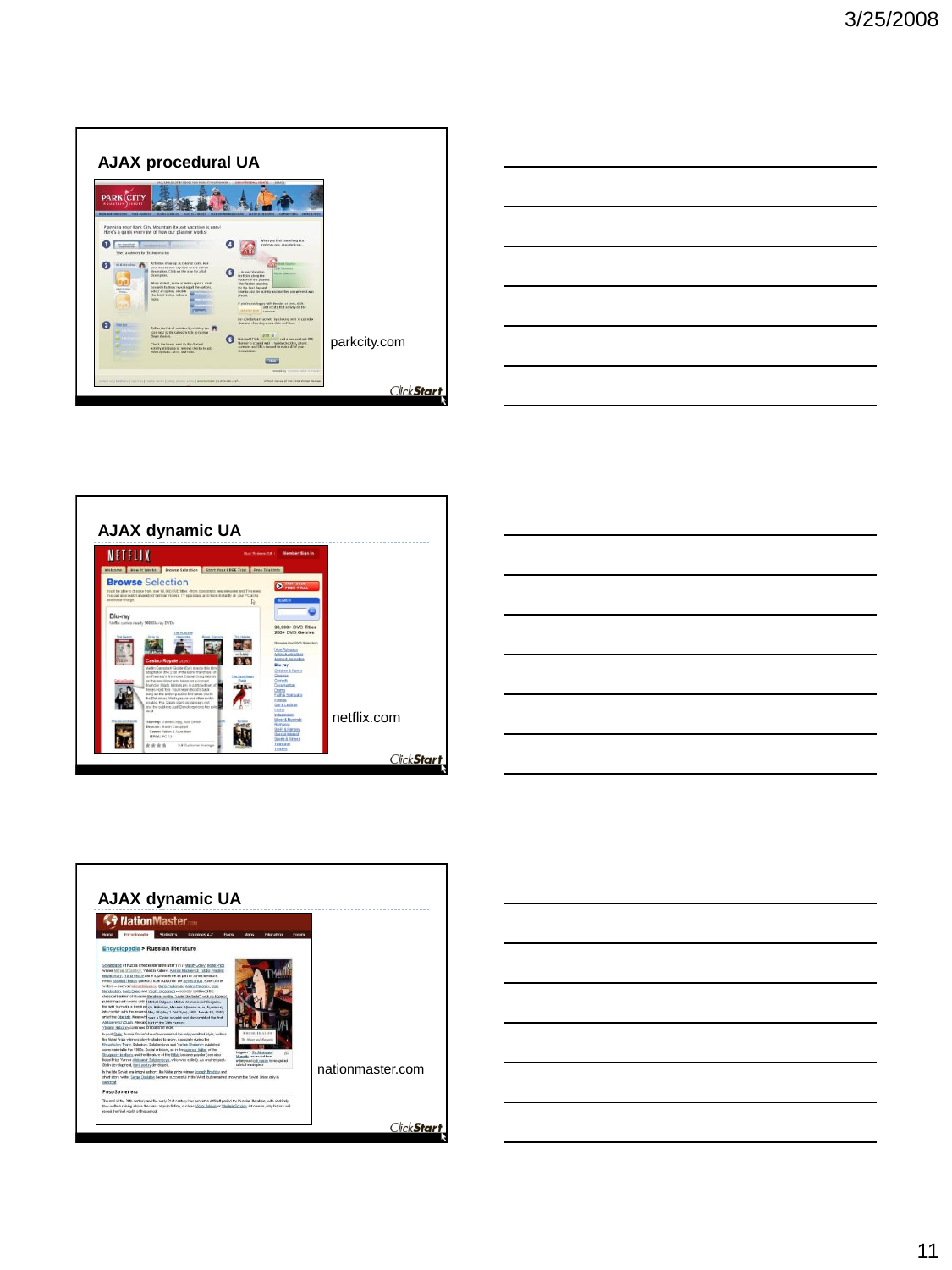## AJAX procedural UA

parkcity.com

## AJAX dynamic UA

netflix.com

## AJAX dynamic UA

nationmaster.com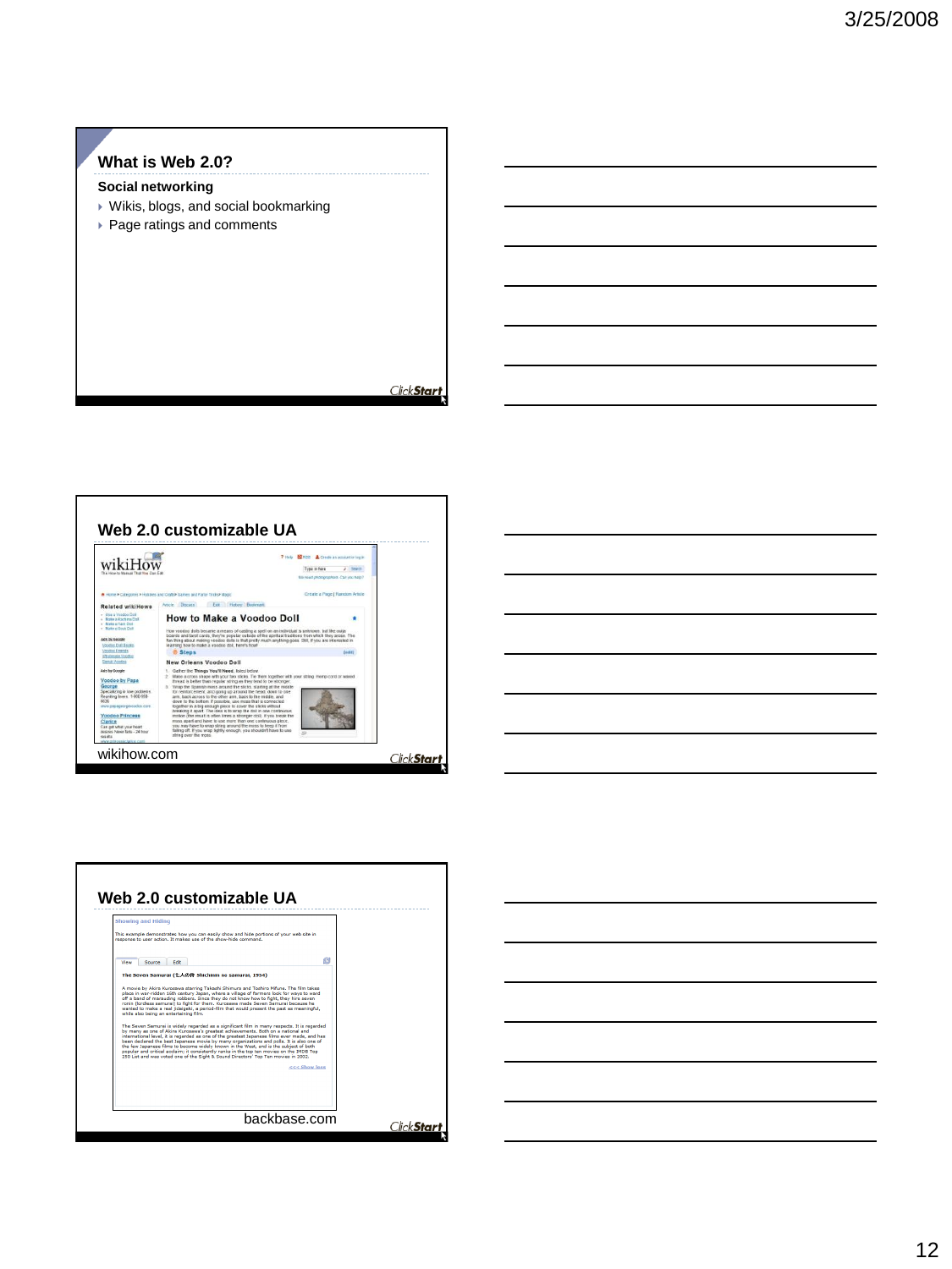## What is Web 2.0?

**Social networking**

- Wikis, blogs, and social bookmarking
- Page ratings and comments

## Web 2.0 customizable UA

wikihow.com

## Web 2.0 customizable UA

backbase.com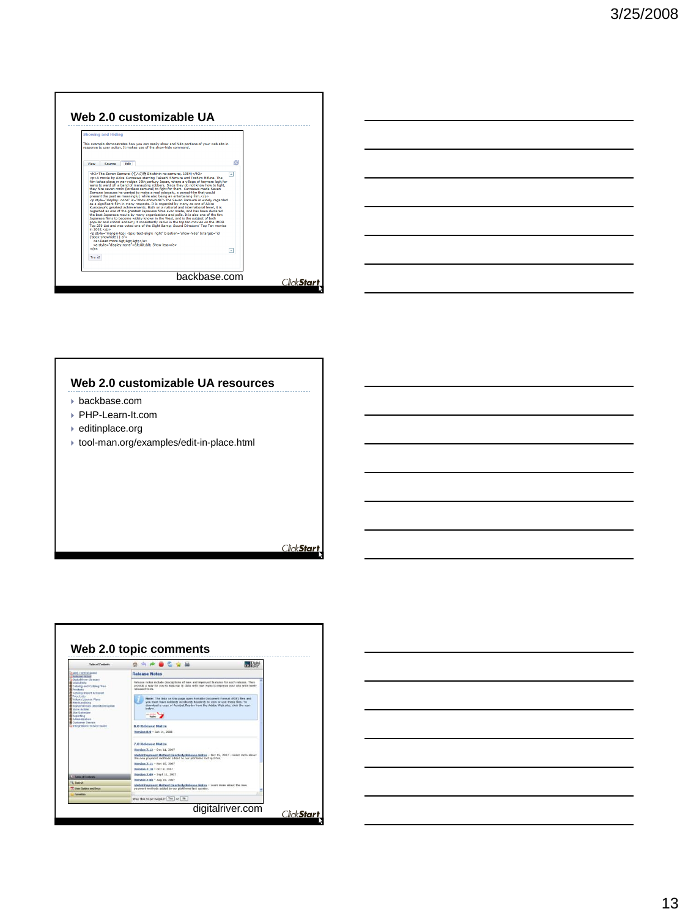## Web 2.0 customizable UA

backbase.com

## Web 2.0 customizable UA resources

- backbase.com
- PHP-Learn-It.com
- editinplace.org
- tool-man.org/examples/edit-in-place.html

## Web 2.0 topic comments

digitalriver.com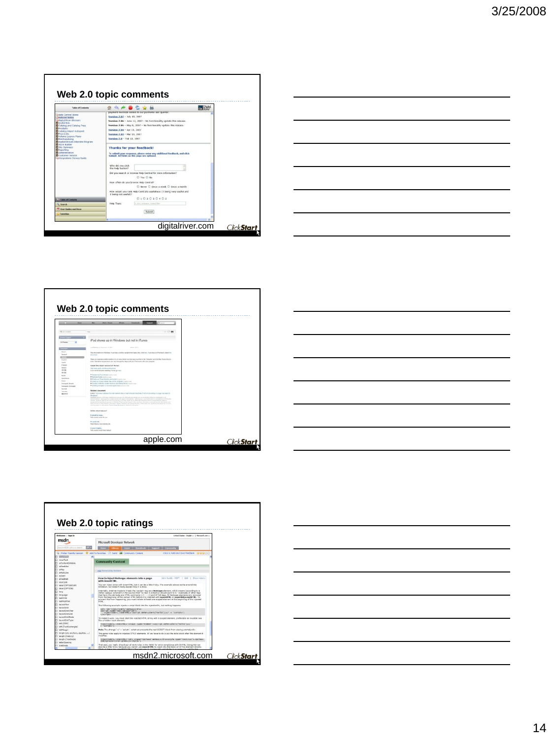## Web 2.0 topic comments

digitalriver.com

## Web 2.0 topic comments

apple.com

## Web 2.0 topic ratings

msdn2.microsoft.com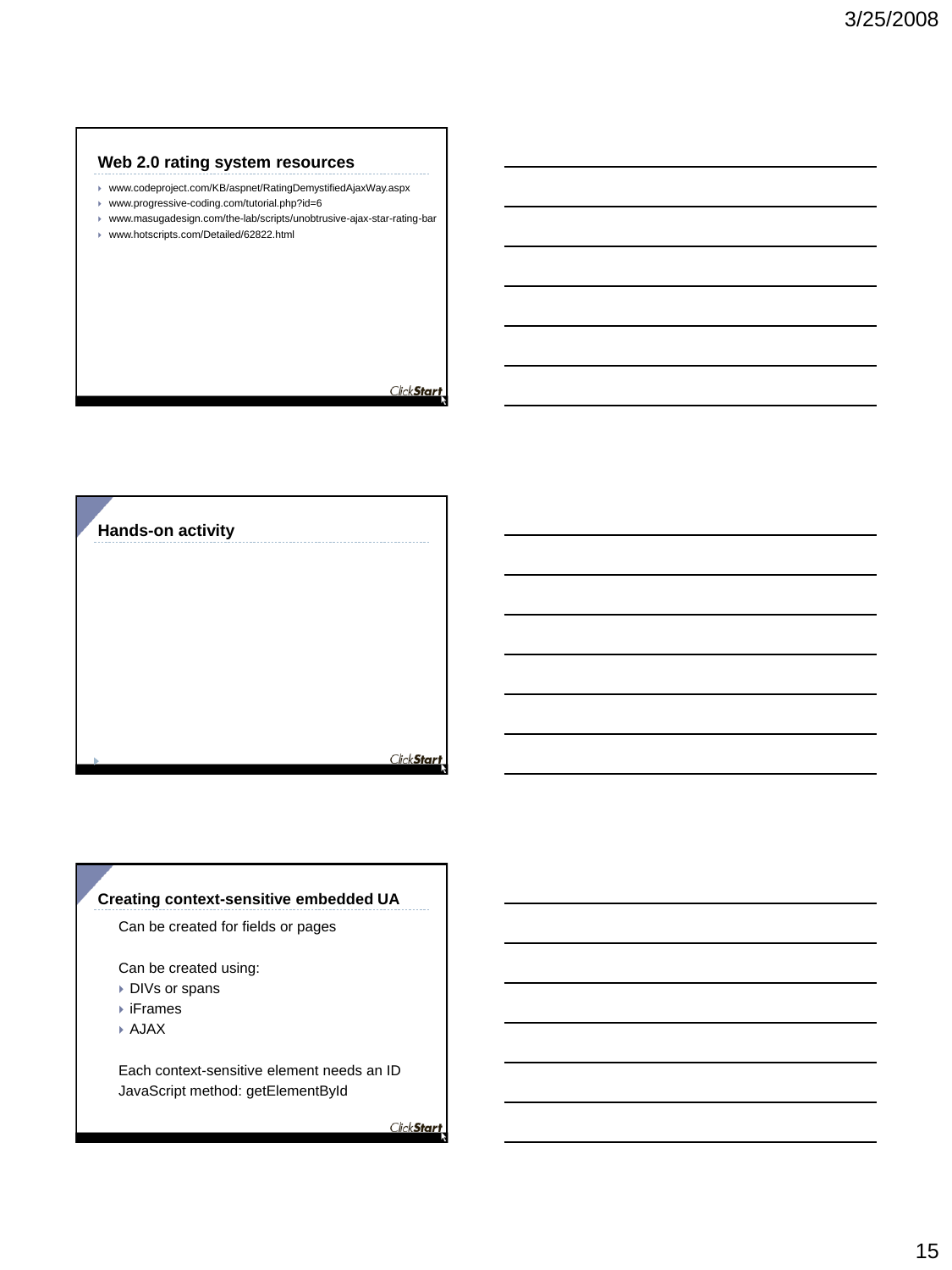## Web 2.0 rating system resources

- www.codeproject.com/KB/aspnet/RatingDemystifiedAjaxWay.aspx
- www.progressive-coding.com/tutorial.php?id=6
- www.masugadesign.com/the-lab/scripts/unobtrusive-ajax-star-rating-bar
- www.hotscripts.com/Detailed/62822.html

## Hands-on activity

## Creating context-sensitive embedded UA

Can be created for fields or pages

Can be created using:

- DIVs or spans
- iFrames
- AJAX

Each context-sensitive element needs an ID
JavaScript method: getElementById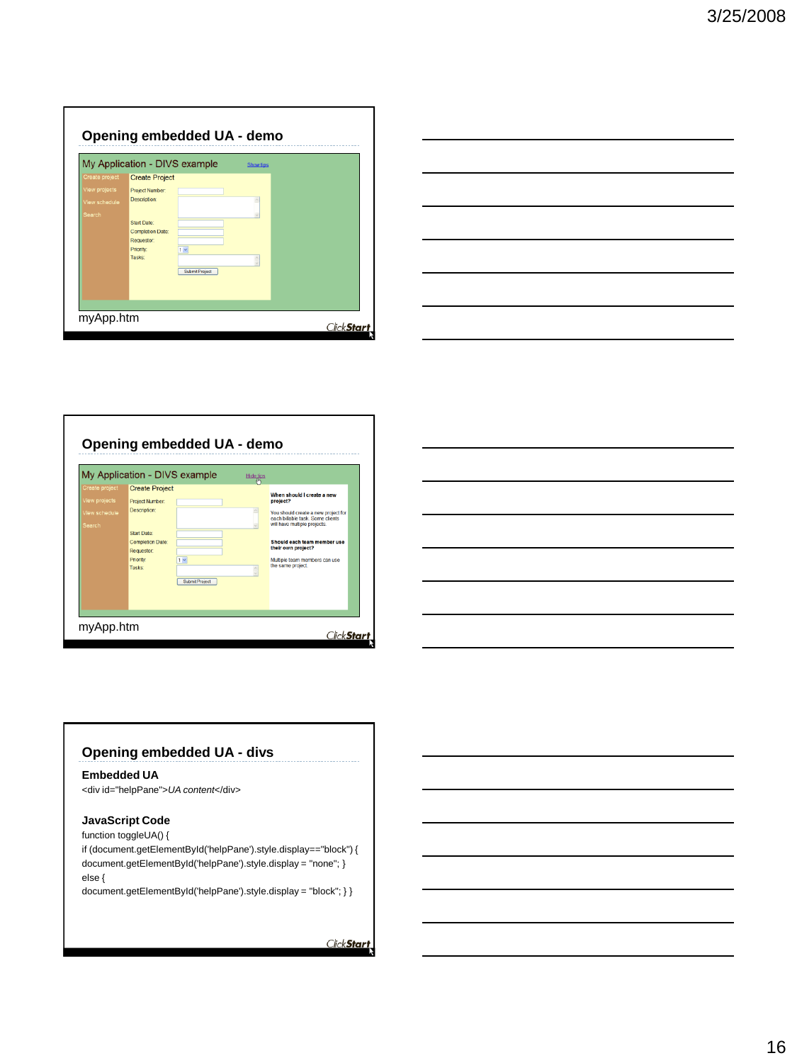## Opening embedded UA - demo

My Application - DIVS example

Show tips

Create project
View projects
View schedule
Search

Create Project

Project Number:
Description:
Start Date:
Completion Date:
Requestor:
Priority:
Tasks:

Submit Project

myApp.htm

## Opening embedded UA - demo

My Application - DIVS example

Hide tips

Create project
View projects
View schedule
Search

Create Project

Project Number:
Description:
Start Date:
Completion Date:
Requestor:
Priority:
Tasks:

Submit Project

**When should I create a new project?**

You should create a new project for each billable task. Some clients will have multiple projects.

**Should each team member use their own project?**

Multiple team members can use the same project.

myApp.htm

## Opening embedded UA - divs

**Embedded UA**

<div id="helpPane">*UA content*</div>

**JavaScript Code**

```
function toggleUA() {
if (document.getElementById('helpPane').style.display=="block") {
document.getElementById('helpPane').style.display = "none"; }
else {
document.getElementById('helpPane').style.display = "block"; } }
```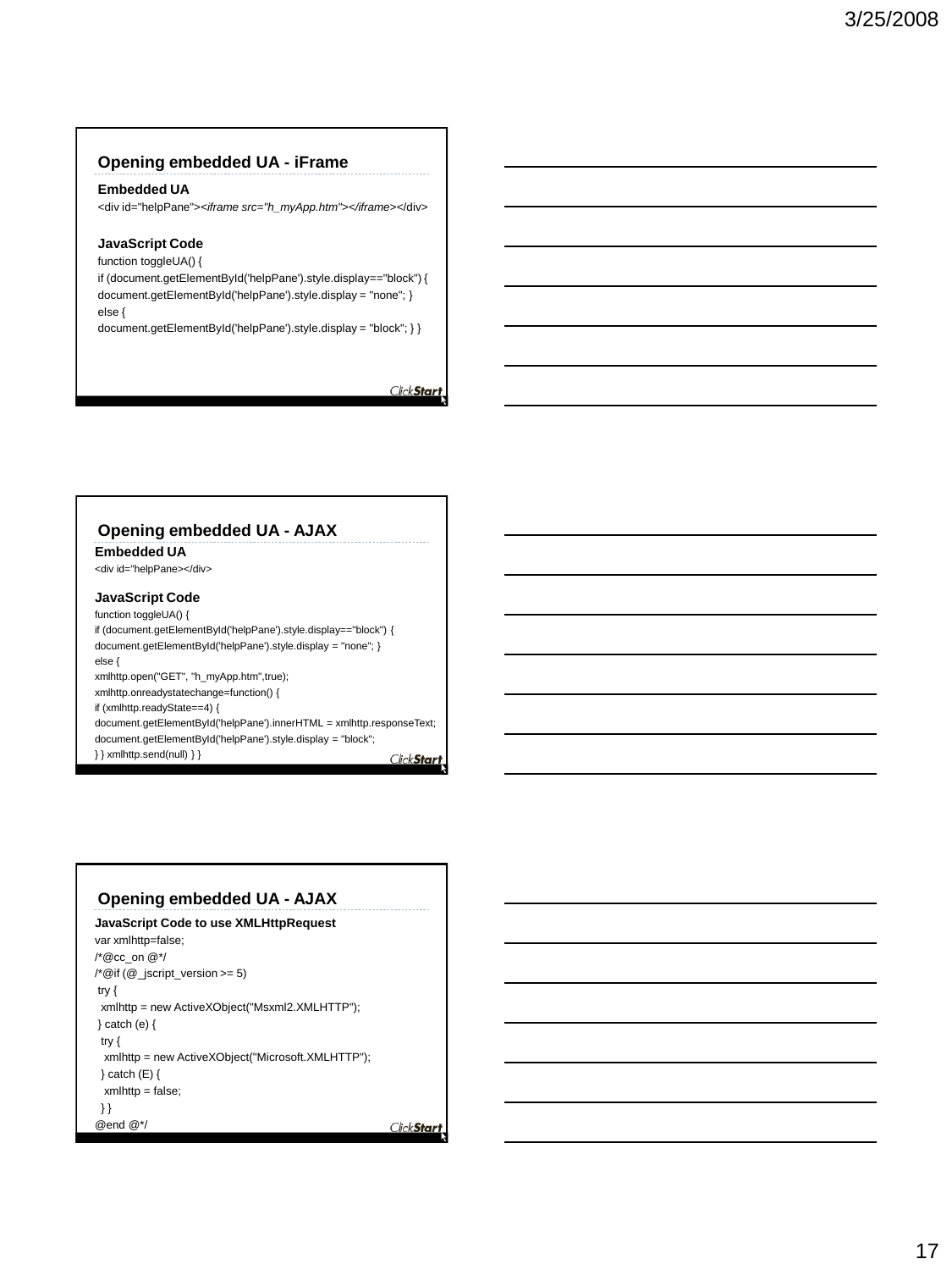## Opening embedded UA - iFrame

**Embedded UA**

```
<div id="helpPane"><iframe src="h_myApp.htm"></iframe></div>
```

**JavaScript Code**

```
function toggleUA() {
if (document.getElementById('helpPane').style.display=="block") {
document.getElementById('helpPane').style.display = "none"; }
else {
document.getElementById('helpPane').style.display = "block"; } }
```

## Opening embedded UA - AJAX

**Embedded UA**

```
<div id="helpPane></div>
```

**JavaScript Code**

```
function toggleUA() {
if (document.getElementById('helpPane').style.display=="block") {
document.getElementById('helpPane').style.display = "none"; }
else {
xmlhttp.open("GET", "h_myApp.htm",true);
xmlhttp.onreadystatechange=function() {
if (xmlhttp.readyState==4) {
document.getElementById('helpPane').innerHTML = xmlhttp.responseText;
document.getElementById('helpPane').style.display = "block";
} } xmlhttp.send(null) } }
```

## Opening embedded UA - AJAX

**JavaScript Code to use XMLHttpRequest**

```
var xmlhttp=false;
/*@cc_on @*/
/*@if (@_jscript_version >= 5)
 try {
  xmlhttp = new ActiveXObject("Msxml2.XMLHTTP");
 } catch (e) {
  try {
   xmlhttp = new ActiveXObject("Microsoft.XMLHTTP");
  } catch (E) {
   xmlhttp = false;
  } }
@end @*/
```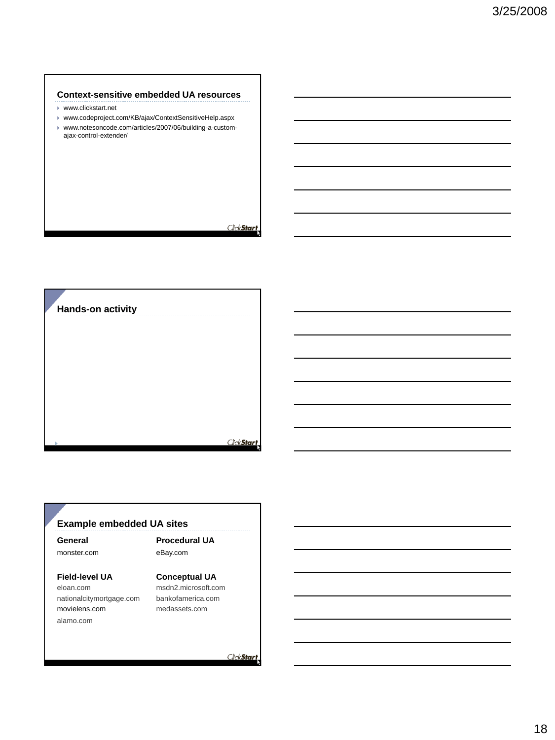## Context-sensitive embedded UA resources

- www.clickstart.net
- www.codeproject.com/KB/ajax/ContextSensitiveHelp.aspx
- www.notesoncode.com/articles/2007/06/building-a-custom-ajax-control-extender/

## Hands-on activity

## Example embedded UA sites

**General**
monster.com

**Procedural UA**
eBay.com

**Field-level UA**
eloan.com
nationalcitymortgage.com
movielens.com
alamo.com

**Conceptual UA**
msdn2.microsoft.com
bankofamerica.com
medassets.com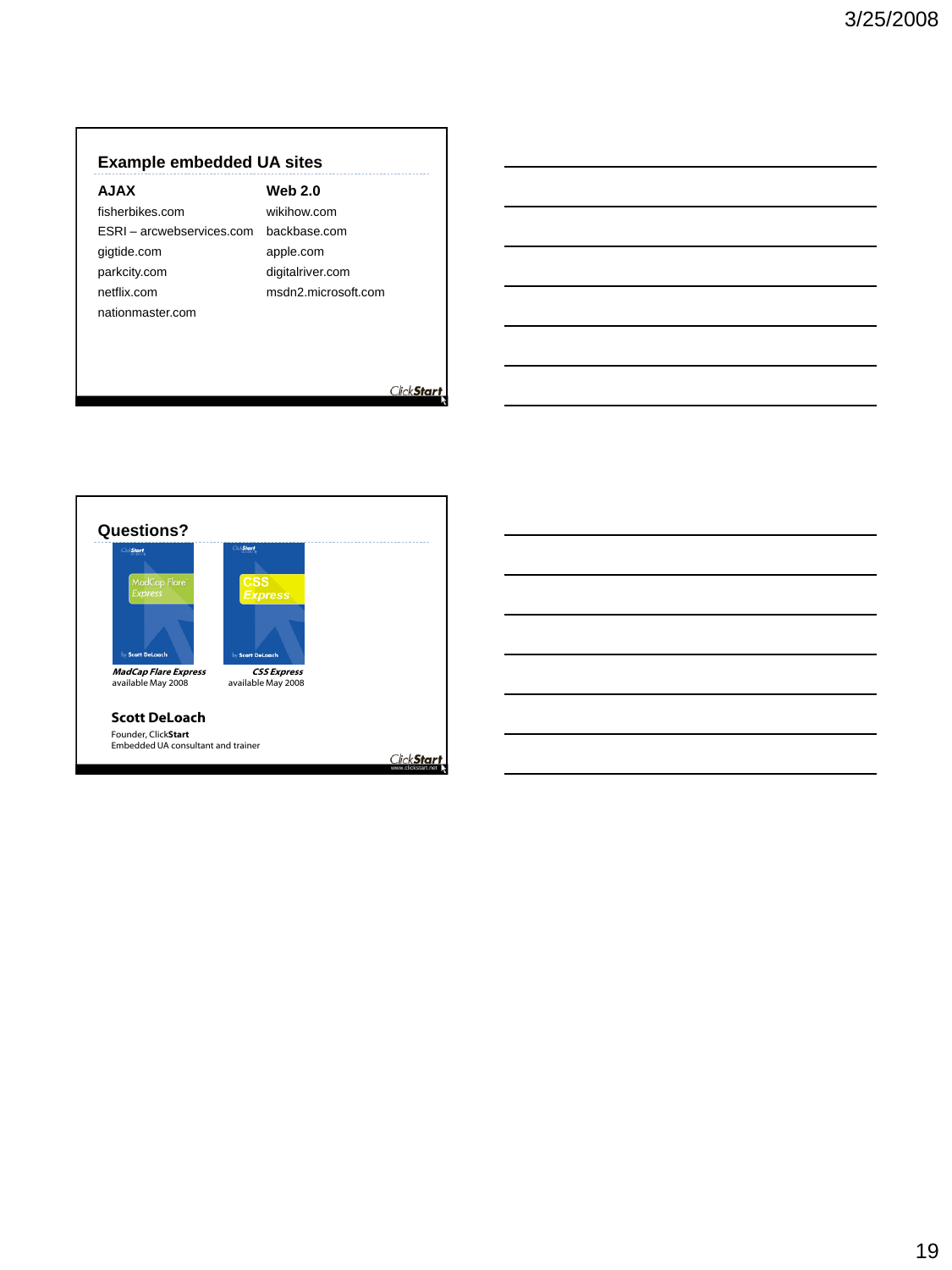## Example embedded UA sites

| AJAX | Web 2.0 |
| --- | --- |
| fisherbikes.com | wikihow.com |
| ESRI – arcwebservices.com | backbase.com |
| gigtide.com | apple.com |
| parkcity.com | digitalriver.com |
| netflix.com | msdn2.microsoft.com |
| nationmaster.com | |

## Questions?

*MadCap Flare Express*
available May 2008

*CSS Express*
available May 2008

**Scott DeLoach**

Founder, Click**Start**

Embedded UA consultant and trainer

www.clickstart.net